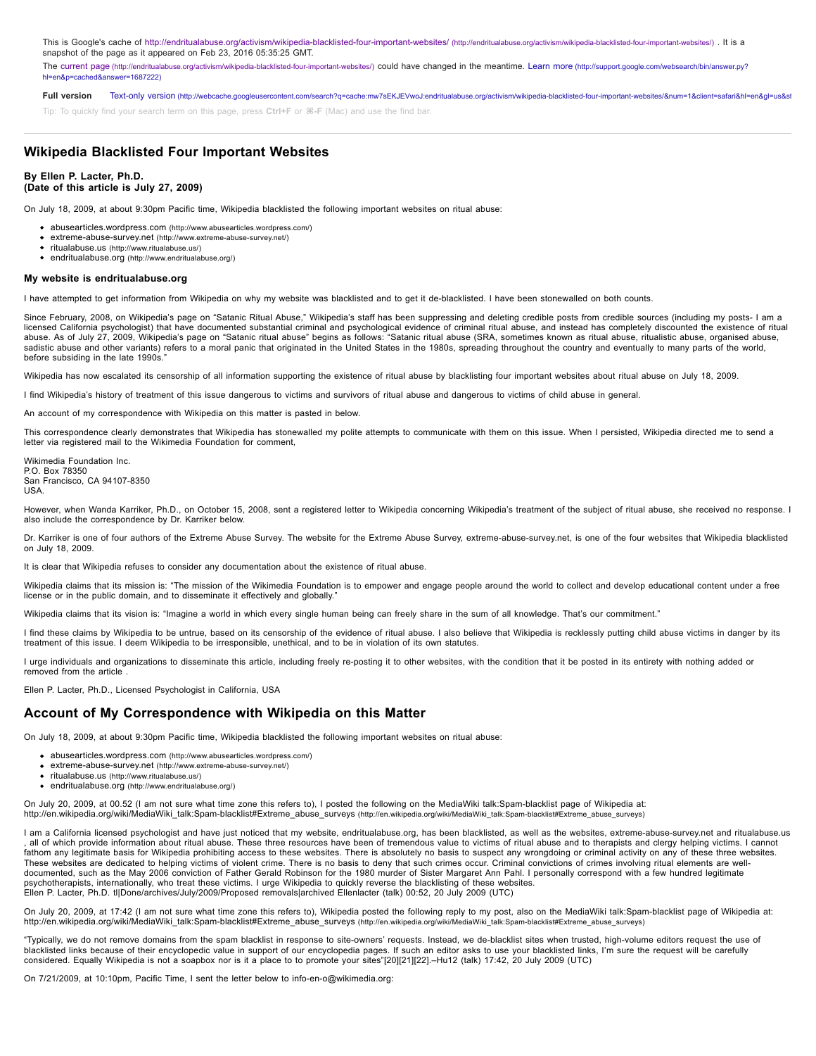This is Google's cache of http://endritualabuse.org/activism/wikipedia-blacklisted-four-important-websites/ (http://endritualabuse.org/activism/wikipedia-blacklisted-four-important-websites/) . It is a snapshot of the page as it appeared on Feb 23, 2016 05:35:25 GMT.

The current page (http://endritualabuse.org/activism/wikipedia-blacklisted-four-important-websites/) could have changed in the meantime. Learn more (http://support.google.com/websearch/bin/answer.py?hl=en&p=cached&answer=1687222)

**Full version** Text-only version (http://webcache.googleusercontent.com/search?q=cache:mw7sEKJEVwoJ:endritualabuse.org/activism/wikipedia-blacklisted-four-important-websites/&num=1&client=safari&hl=en&gl=us&st

Tip: To quickly find your search term on this page, press **Ctrl+F** or **⌘-F** (Mac) and use the find bar.

---

## Wikipedia Blacklisted Four Important Websites

**By Ellen P. Lacter, Ph.D.**
**(Date of this article is July 27, 2009)**

On July 18, 2009, at about 9:30pm Pacific time, Wikipedia blacklisted the following important websites on ritual abuse:

- abusearticles.wordpress.com (http://www.abusearticles.wordpress.com/)
- extreme-abuse-survey.net (http://www.extreme-abuse-survey.net/)
- ritualabuse.us (http://www.ritualabuse.us/)
- endritualabuse.org (http://www.endritualabuse.org/)

### My website is endritualabuse.org

I have attempted to get information from Wikipedia on why my website was blacklisted and to get it de-blacklisted. I have been stonewalled on both counts.

Since February, 2008, on Wikipedia's page on "Satanic Ritual Abuse," Wikipedia's staff has been suppressing and deleting credible posts from credible sources (including my posts- I am a licensed California psychologist) that have documented substantial criminal and psychological evidence of criminal ritual abuse, and instead has completely discounted the existence of ritual abuse. As of July 27, 2009, Wikipedia's page on "Satanic ritual abuse" begins as follows: "Satanic ritual abuse (SRA, sometimes known as ritual abuse, ritualistic abuse, organised abuse, sadistic abuse and other variants) refers to a moral panic that originated in the United States in the 1980s, spreading throughout the country and eventually to many parts of the world, before subsiding in the late 1990s."

Wikipedia has now escalated its censorship of all information supporting the existence of ritual abuse by blacklisting four important websites about ritual abuse on July 18, 2009.

I find Wikipedia's history of treatment of this issue dangerous to victims and survivors of ritual abuse and dangerous to victims of child abuse in general.

An account of my correspondence with Wikipedia on this matter is pasted in below.

This correspondence clearly demonstrates that Wikipedia has stonewalled my polite attempts to communicate with them on this issue. When I persisted, Wikipedia directed me to send a letter via registered mail to the Wikimedia Foundation for comment,

Wikimedia Foundation Inc.
P.O. Box 78350
San Francisco, CA 94107-8350
USA.

However, when Wanda Karriker, Ph.D., on October 15, 2008, sent a registered letter to Wikipedia concerning Wikipedia's treatment of the subject of ritual abuse, she received no response. I also include the correspondence by Dr. Karriker below.

Dr. Karriker is one of four authors of the Extreme Abuse Survey. The website for the Extreme Abuse Survey, extreme-abuse-survey.net, is one of the four websites that Wikipedia blacklisted on July 18, 2009.

It is clear that Wikipedia refuses to consider any documentation about the existence of ritual abuse.

Wikipedia claims that its mission is: "The mission of the Wikimedia Foundation is to empower and engage people around the world to collect and develop educational content under a free license or in the public domain, and to disseminate it effectively and globally."

Wikipedia claims that its vision is: "Imagine a world in which every single human being can freely share in the sum of all knowledge. That's our commitment."

I find these claims by Wikipedia to be untrue, based on its censorship of the evidence of ritual abuse. I also believe that Wikipedia is recklessly putting child abuse victims in danger by its treatment of this issue. I deem Wikipedia to be irresponsible, unethical, and to be in violation of its own statutes.

I urge individuals and organizations to disseminate this article, including freely re-posting it to other websites, with the condition that it be posted in its entirety with nothing added or removed from the article .

Ellen P. Lacter, Ph.D., Licensed Psychologist in California, USA

## Account of My Correspondence with Wikipedia on this Matter

On July 18, 2009, at about 9:30pm Pacific time, Wikipedia blacklisted the following important websites on ritual abuse:

- abusearticles.wordpress.com (http://www.abusearticles.wordpress.com/)
- extreme-abuse-survey.net (http://www.extreme-abuse-survey.net/)
- ritualabuse.us (http://www.ritualabuse.us/)
- endritualabuse.org (http://www.endritualabuse.org/)

On July 20, 2009, at 00.52 (I am not sure what time zone this refers to), I posted the following on the MediaWiki talk:Spam-blacklist page of Wikipedia at: http://en.wikipedia.org/wiki/MediaWiki_talk:Spam-blacklist#Extreme_abuse_surveys (http://en.wikipedia.org/wiki/MediaWiki_talk:Spam-blacklist#Extreme_abuse_surveys)

I am a California licensed psychologist and have just noticed that my website, endritualabuse.org, has been blacklisted, as well as the websites, extreme-abuse-survey.net and ritualabuse.us , all of which provide information about ritual abuse. These three resources have been of tremendous value to victims of ritual abuse and to therapists and clergy helping victims. I cannot fathom any legitimate basis for Wikipedia prohibiting access to these websites. There is absolutely no basis to suspect any wrongdoing or criminal activity on any of these three websites. These websites are dedicated to helping victims of violent crime. There is no basis to deny that such crimes occur. Criminal convictions of crimes involving ritual elements are well-documented, such as the May 2006 conviction of Father Gerald Robinson for the 1980 murder of Sister Margaret Ann Pahl. I personally correspond with a few hundred legitimate psychotherapists, internationally, who treat these victims. I urge Wikipedia to quickly reverse the blacklisting of these websites.
Ellen P. Lacter, Ph.D. tl|Done/archives/July/2009/Proposed removals|archived Ellenlacter (talk) 00:52, 20 July 2009 (UTC)

On July 20, 2009, at 17:42 (I am not sure what time zone this refers to), Wikipedia posted the following reply to my post, also on the MediaWiki talk:Spam-blacklist page of Wikipedia at: http://en.wikipedia.org/wiki/MediaWiki_talk:Spam-blacklist#Extreme_abuse_surveys (http://en.wikipedia.org/wiki/MediaWiki_talk:Spam-blacklist#Extreme_abuse_surveys)

"Typically, we do not remove domains from the spam blacklist in response to site-owners' requests. Instead, we de-blacklist sites when trusted, high-volume editors request the use of blacklisted links because of their encyclopedic value in support of our encyclopedia pages. If such an editor asks to use your blacklisted links, I'm sure the request will be carefully considered. Equally Wikipedia is not a soapbox nor is it a place to to promote your sites"[20][21][22].–Hu12 (talk) 17:42, 20 July 2009 (UTC)

On 7/21/2009, at 10:10pm, Pacific Time, I sent the letter below to info-en-o@wikimedia.org: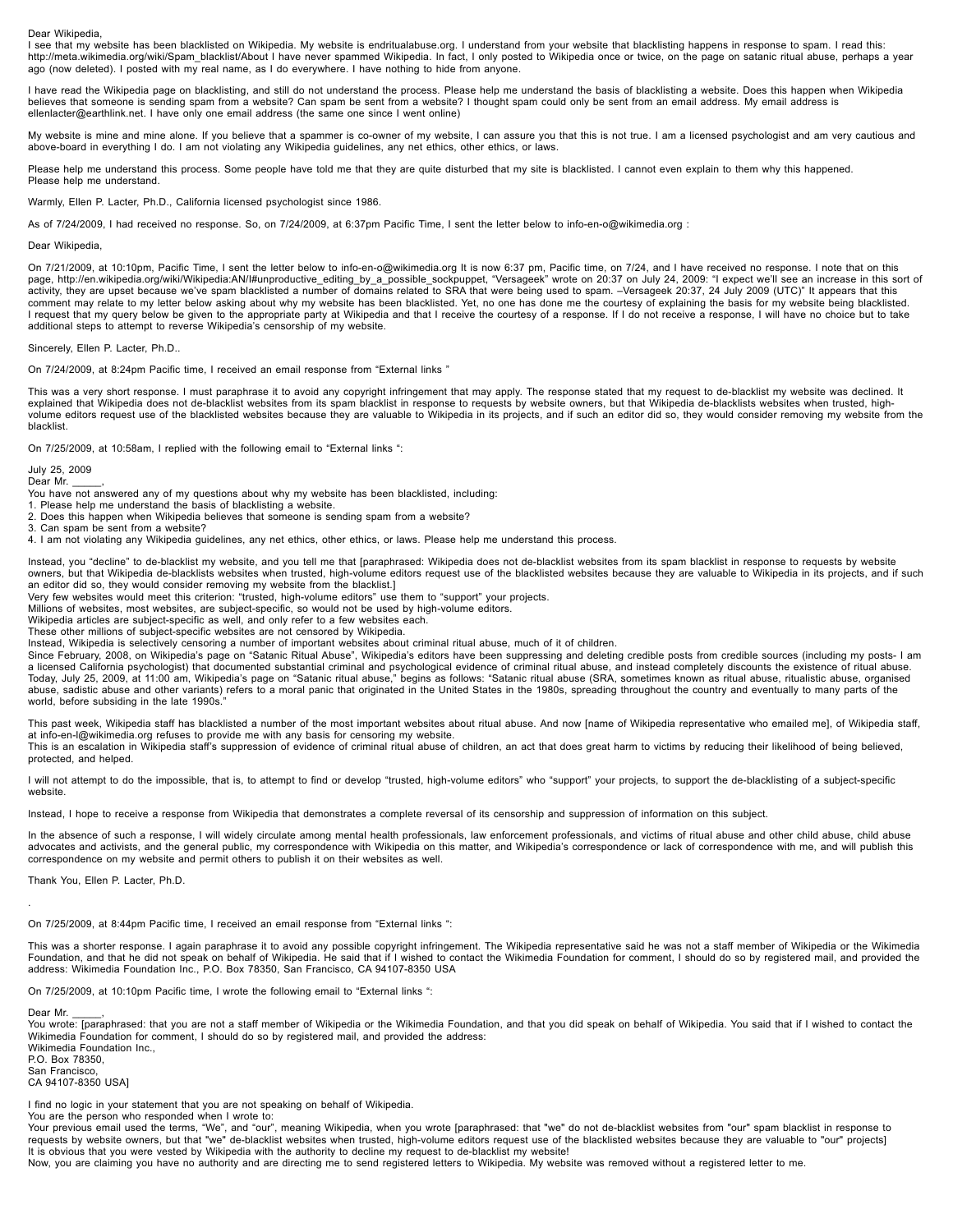Dear Wikipedia,
I see that my website has been blacklisted on Wikipedia. My website is endritualabuse.org. I understand from your website that blacklisting happens in response to spam. I read this: http://meta.wikimedia.org/wiki/Spam_blacklist/About I have never spammed Wikipedia. In fact, I only posted to Wikipedia once or twice, on the page on satanic ritual abuse, perhaps a year ago (now deleted). I posted with my real name, as I do everywhere. I have nothing to hide from anyone.

I have read the Wikipedia page on blacklisting, and still do not understand the process. Please help me understand the basis of blacklisting a website. Does this happen when Wikipedia believes that someone is sending spam from a website? Can spam be sent from a website? I thought spam could only be sent from an email address. My email address is ellenlacter@earthlink.net. I have only one email address (the same one since I went online)

My website is mine and mine alone. If you believe that a spammer is co-owner of my website, I can assure you that this is not true. I am a licensed psychologist and am very cautious and above-board in everything I do. I am not violating any Wikipedia guidelines, any net ethics, other ethics, or laws.

Please help me understand this process. Some people have told me that they are quite disturbed that my site is blacklisted. I cannot even explain to them why this happened.
Please help me understand.

Warmly, Ellen P. Lacter, Ph.D., California licensed psychologist since 1986.

As of 7/24/2009, I had received no response. So, on 7/24/2009, at 6:37pm Pacific Time, I sent the letter below to info-en-o@wikimedia.org :

Dear Wikipedia,

On 7/21/2009, at 10:10pm, Pacific Time, I sent the letter below to info-en-o@wikimedia.org It is now 6:37 pm, Pacific time, on 7/24, and I have received no response. I note that on this page, http://en.wikipedia.org/wiki/Wikipedia:AN/I#unproductive_editing_by_a_possible_sockpuppet, "Versageek" wrote on 20:37 on July 24, 2009: "I expect we'll see an increase in this sort of activity, they are upset because we've spam blacklisted a number of domains related to SRA that were being used to spam. –Versageek 20:37, 24 July 2009 (UTC)" It appears that this comment may relate to my letter below asking about why my website has been blacklisted. Yet, no one has done me the courtesy of explaining the basis for my website being blacklisted. I request that my query below be given to the appropriate party at Wikipedia and that I receive the courtesy of a response. If I do not receive a response, I will have no choice but to take additional steps to attempt to reverse Wikipedia's censorship of my website.

Sincerely, Ellen P. Lacter, Ph.D..

On 7/24/2009, at 8:24pm Pacific time, I received an email response from "External links "

This was a very short response. I must paraphrase it to avoid any copyright infringement that may apply. The response stated that my request to de-blacklist my website was declined. It explained that Wikipedia does not de-blacklist websites from its spam blacklist in response to requests by website owners, but that Wikipedia de-blacklists websites when trusted, high-volume editors request use of the blacklisted websites because they are valuable to Wikipedia in its projects, and if such an editor did so, they would consider removing my website from the blacklist.

On 7/25/2009, at 10:58am, I replied with the following email to "External links ":

July 25, 2009
Dear Mr. _____,
You have not answered any of my questions about why my website has been blacklisted, including:
1. Please help me understand the basis of blacklisting a website.
2. Does this happen when Wikipedia believes that someone is sending spam from a website?
3. Can spam be sent from a website?
4. I am not violating any Wikipedia guidelines, any net ethics, other ethics, or laws. Please help me understand this process.

Instead, you "decline" to de-blacklist my website, and you tell me that [paraphrased: Wikipedia does not de-blacklist websites from its spam blacklist in response to requests by website owners, but that Wikipedia de-blacklists websites when trusted, high-volume editors request use of the blacklisted websites because they are valuable to Wikipedia in its projects, and if such an editor did so, they would consider removing my website from the blacklist.]
Very few websites would meet this criterion: "trusted, high-volume editors" use them to "support" your projects.
Millions of websites, most websites, are subject-specific, so would not be used by high-volume editors.
Wikipedia articles are subject-specific as well, and only refer to a few websites each.
These other millions of subject-specific websites are not censored by Wikipedia.
Instead, Wikipedia is selectively censoring a number of important websites about criminal ritual abuse, much of it of children.
Since February, 2008, on Wikipedia's page on "Satanic Ritual Abuse", Wikipedia's editors have been suppressing and deleting credible posts from credible sources (including my posts- I am a licensed California psychologist) that documented substantial criminal and psychological evidence of criminal ritual abuse, and instead completely discounts the existence of ritual abuse. Today, July 25, 2009, at 11:00 am, Wikipedia's page on "Satanic ritual abuse," begins as follows: "Satanic ritual abuse (SRA, sometimes known as ritual abuse, ritualistic abuse, organised abuse, sadistic abuse and other variants) refers to a moral panic that originated in the United States in the 1980s, spreading throughout the country and eventually to many parts of the world, before subsiding in the late 1990s."

This past week, Wikipedia staff has blacklisted a number of the most important websites about ritual abuse. And now [name of Wikipedia representative who emailed me], of Wikipedia staff, at info-en-l@wikimedia.org refuses to provide me with any basis for censoring my website.
This is an escalation in Wikipedia staff's suppression of evidence of criminal ritual abuse of children, an act that does great harm to victims by reducing their likelihood of being believed, protected, and helped.

I will not attempt to do the impossible, that is, to attempt to find or develop "trusted, high-volume editors" who "support" your projects, to support the de-blacklisting of a subject-specific website.

Instead, I hope to receive a response from Wikipedia that demonstrates a complete reversal of its censorship and suppression of information on this subject.

In the absence of such a response, I will widely circulate among mental health professionals, law enforcement professionals, and victims of ritual abuse and other child abuse, child abuse advocates and activists, and the general public, my correspondence with Wikipedia on this matter, and Wikipedia's correspondence or lack of correspondence with me, and will publish this correspondence on my website and permit others to publish it on their websites as well.

Thank You, Ellen P. Lacter, Ph.D.

.

On 7/25/2009, at 8:44pm Pacific time, I received an email response from "External links ":

This was a shorter response. I again paraphrase it to avoid any possible copyright infringement. The Wikipedia representative said he was not a staff member of Wikipedia or the Wikimedia Foundation, and that he did not speak on behalf of Wikipedia. He said that if I wished to contact the Wikimedia Foundation for comment, I should do so by registered mail, and provided the address: Wikimedia Foundation Inc., P.O. Box 78350, San Francisco, CA 94107-8350 USA

On 7/25/2009, at 10:10pm Pacific time, I wrote the following email to "External links ":

Dear Mr. _____,
You wrote: [paraphrased: that you are not a staff member of Wikipedia or the Wikimedia Foundation, and that you did speak on behalf of Wikipedia. You said that if I wished to contact the Wikimedia Foundation for comment, I should do so by registered mail, and provided the address:
Wikimedia Foundation Inc.,
P.O. Box 78350,
San Francisco,
CA 94107-8350 USA]

I find no logic in your statement that you are not speaking on behalf of Wikipedia.
You are the person who responded when I wrote to:
Your previous email used the terms, "We", and "our", meaning Wikipedia, when you wrote [paraphrased: that "we" do not de-blacklist websites from "our" spam blacklist in response to requests by website owners, but that "we" de-blacklist websites when trusted, high-volume editors request use of the blacklisted websites because they are valuable to "our" projects]
It is obvious that you were vested by Wikipedia with the authority to decline my request to de-blacklist my website!
Now, you are claiming you have no authority and are directing me to send registered letters to Wikipedia. My website was removed without a registered letter to me.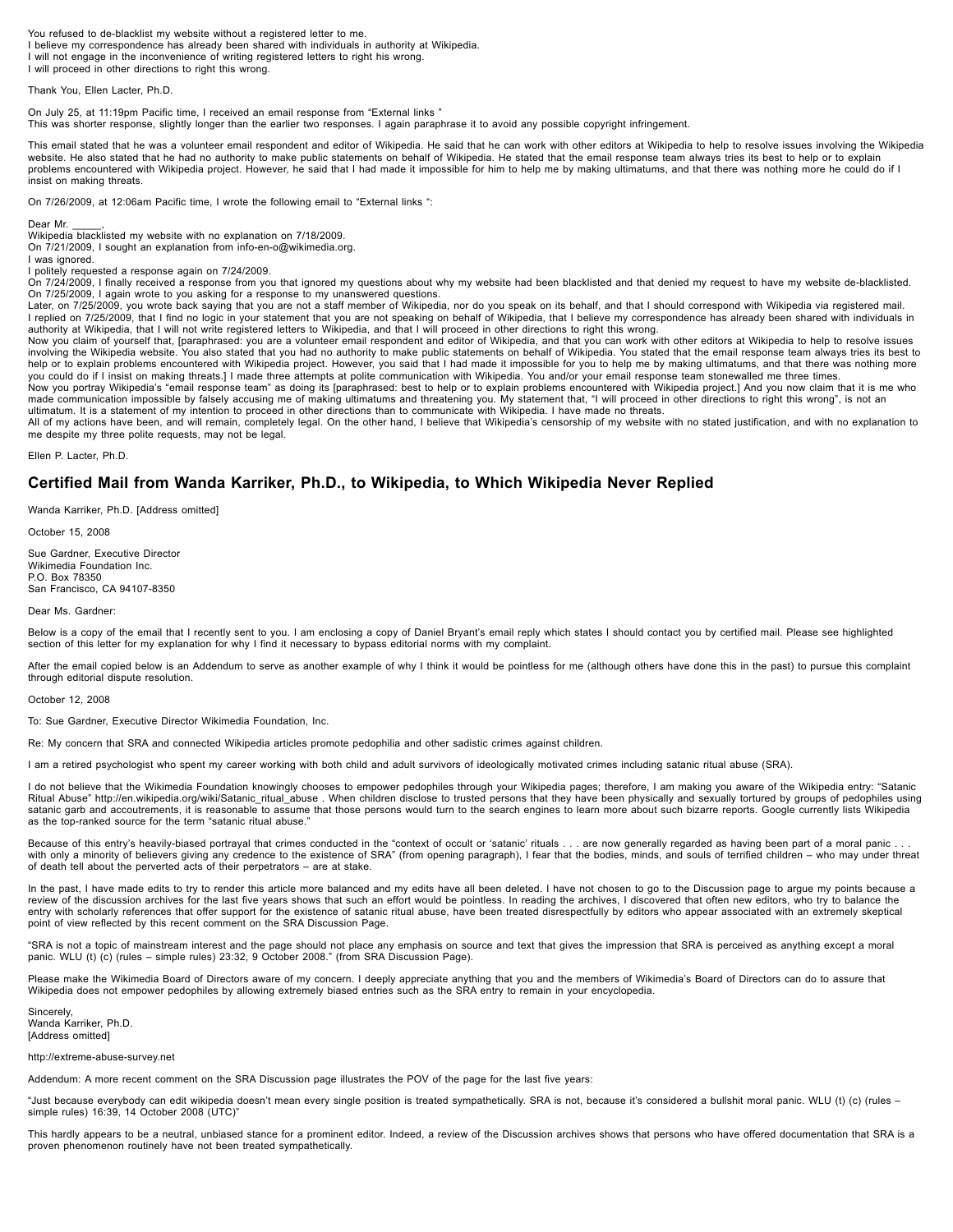You refused to de-blacklist my website without a registered letter to me.
I believe my correspondence has already been shared with individuals in authority at Wikipedia.
I will not engage in the inconvenience of writing registered letters to right his wrong.
I will proceed in other directions to right this wrong.

Thank You, Ellen Lacter, Ph.D.

On July 25, at 11:19pm Pacific time, I received an email response from "External links "
This was shorter response, slightly longer than the earlier two responses. I again paraphrase it to avoid any possible copyright infringement.

This email stated that he was a volunteer email respondent and editor of Wikipedia. He said that he can work with other editors at Wikipedia to help to resolve issues involving the Wikipedia website. He also stated that he had no authority to make public statements on behalf of Wikipedia. He stated that the email response team always tries its best to help or to explain problems encountered with Wikipedia project. However, he said that I had made it impossible for him to help me by making ultimatums, and that there was nothing more he could do if I insist on making threats.

On 7/26/2009, at 12:06am Pacific time, I wrote the following email to "External links ":

Dear Mr. _____,
Wikipedia blacklisted my website with no explanation on 7/18/2009.
On 7/21/2009, I sought an explanation from info-en-o@wikimedia.org.
I was ignored.
I politely requested a response again on 7/24/2009.
On 7/24/2009, I finally received a response from you that ignored my questions about why my website had been blacklisted and that denied my request to have my website de-blacklisted.
On 7/25/2009, I again wrote to you asking for a response to my unanswered questions.
Later, on 7/25/2009, you wrote back saying that you are not a staff member of Wikipedia, nor do you speak on its behalf, and that I should correspond with Wikipedia via registered mail.
I replied on 7/25/2009, that I find no logic in your statement that you are not speaking on behalf of Wikipedia, that I believe my correspondence has already been shared with individuals in authority at Wikipedia, that I will not write registered letters to Wikipedia, and that I will proceed in other directions to right this wrong.
Now you claim of yourself that, [paraphrased: you are a volunteer email respondent and editor of Wikipedia, and that you can work with other editors at Wikipedia to help to resolve issues involving the Wikipedia website. You also stated that you had no authority to make public statements on behalf of Wikipedia. You stated that the email response team always tries its best to help or to explain problems encountered with Wikipedia project. However, you said that I had made it impossible for you to help me by making ultimatums, and that there was nothing more you could do if I insist on making threats.] I made three attempts at polite communication with Wikipedia. You and/or your email response team stonewalled me three times.
Now you portray Wikipedia's "email response team" as doing its [paraphrased: best to help or to explain problems encountered with Wikipedia project.] And you now claim that it is me who made communication impossible by falsely accusing me of making ultimatums and threatening you. My statement that, "I will proceed in other directions to right this wrong", is not an ultimatum. It is a statement of my intention to proceed in other directions than to communicate with Wikipedia. I have made no threats.
All of my actions have been, and will remain, completely legal. On the other hand, I believe that Wikipedia's censorship of my website with no stated justification, and with no explanation to me despite my three polite requests, may not be legal.

Ellen P. Lacter, Ph.D.

## Certified Mail from Wanda Karriker, Ph.D., to Wikipedia, to Which Wikipedia Never Replied

Wanda Karriker, Ph.D. [Address omitted]

October 15, 2008

Sue Gardner, Executive Director
Wikimedia Foundation Inc.
P.O. Box 78350
San Francisco, CA 94107-8350

Dear Ms. Gardner:

Below is a copy of the email that I recently sent to you. I am enclosing a copy of Daniel Bryant's email reply which states I should contact you by certified mail. Please see highlighted section of this letter for my explanation for why I find it necessary to bypass editorial norms with my complaint.

After the email copied below is an Addendum to serve as another example of why I think it would be pointless for me (although others have done this in the past) to pursue this complaint through editorial dispute resolution.

October 12, 2008

To: Sue Gardner, Executive Director Wikimedia Foundation, Inc.

Re: My concern that SRA and connected Wikipedia articles promote pedophilia and other sadistic crimes against children.

I am a retired psychologist who spent my career working with both child and adult survivors of ideologically motivated crimes including satanic ritual abuse (SRA).

I do not believe that the Wikimedia Foundation knowingly chooses to empower pedophiles through your Wikipedia pages; therefore, I am making you aware of the Wikipedia entry: "Satanic Ritual Abuse" http://en.wikipedia.org/wiki/Satanic_ritual_abuse . When children disclose to trusted persons that they have been physically and sexually tortured by groups of pedophiles using satanic garb and accoutrements, it is reasonable to assume that those persons would turn to the search engines to learn more about such bizarre reports. Google currently lists Wikipedia as the top-ranked source for the term "satanic ritual abuse."

Because of this entry's heavily-biased portrayal that crimes conducted in the "context of occult or 'satanic' rituals . . . are now generally regarded as having been part of a moral panic . . . with only a minority of believers giving any credence to the existence of SRA" (from opening paragraph), I fear that the bodies, minds, and souls of terrified children – who may under threat of death tell about the perverted acts of their perpetrators – are at stake.

In the past, I have made edits to try to render this article more balanced and my edits have all been deleted. I have not chosen to go to the Discussion page to argue my points because a review of the discussion archives for the last five years shows that such an effort would be pointless. In reading the archives, I discovered that often new editors, who try to balance the entry with scholarly references that offer support for the existence of satanic ritual abuse, have been treated disrespectfully by editors who appear associated with an extremely skeptical point of view reflected by this recent comment on the SRA Discussion Page.

"SRA is not a topic of mainstream interest and the page should not place any emphasis on source and text that gives the impression that SRA is perceived as anything except a moral panic. WLU (t) (c) (rules – simple rules) 23:32, 9 October 2008." (from SRA Discussion Page).

Please make the Wikimedia Board of Directors aware of my concern. I deeply appreciate anything that you and the members of Wikimedia's Board of Directors can do to assure that Wikipedia does not empower pedophiles by allowing extremely biased entries such as the SRA entry to remain in your encyclopedia.

Sincerely,
Wanda Karriker, Ph.D.
[Address omitted]

http://extreme-abuse-survey.net

Addendum: A more recent comment on the SRA Discussion page illustrates the POV of the page for the last five years:

"Just because everybody can edit wikipedia doesn't mean every single position is treated sympathetically. SRA is not, because it's considered a bullshit moral panic. WLU (t) (c) (rules – simple rules) 16:39, 14 October 2008 (UTC)"

This hardly appears to be a neutral, unbiased stance for a prominent editor. Indeed, a review of the Discussion archives shows that persons who have offered documentation that SRA is a proven phenomenon routinely have not been treated sympathetically.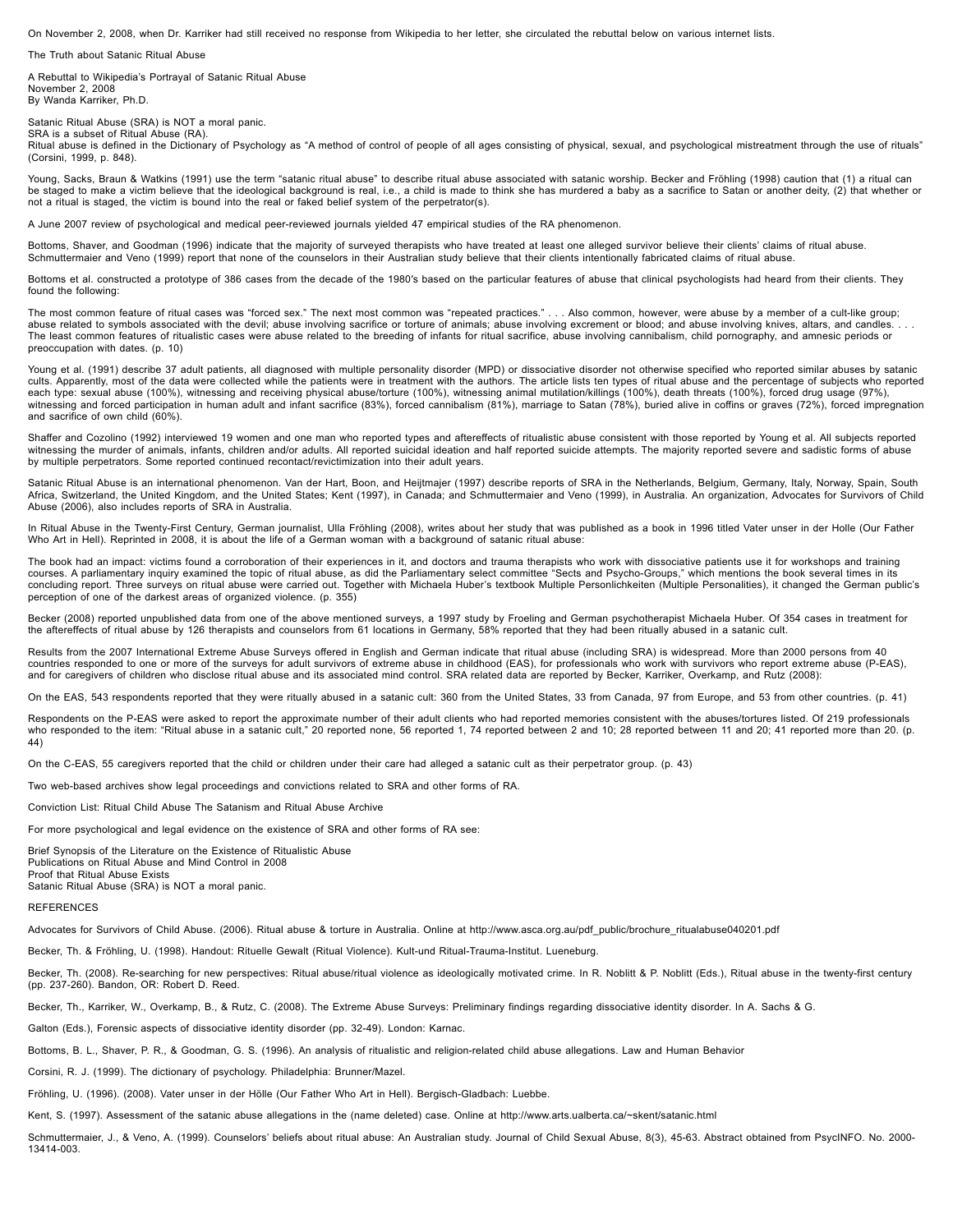On November 2, 2008, when Dr. Karriker had still received no response from Wikipedia to her letter, she circulated the rebuttal below on various internet lists.

The Truth about Satanic Ritual Abuse

A Rebuttal to Wikipedia's Portrayal of Satanic Ritual Abuse
November 2, 2008
By Wanda Karriker, Ph.D.

Satanic Ritual Abuse (SRA) is NOT a moral panic.
SRA is a subset of Ritual Abuse (RA).
Ritual abuse is defined in the Dictionary of Psychology as "A method of control of people of all ages consisting of physical, sexual, and psychological mistreatment through the use of rituals" (Corsini, 1999, p. 848).

Young, Sacks, Braun & Watkins (1991) use the term "satanic ritual abuse" to describe ritual abuse associated with satanic worship. Becker and Fröhling (1998) caution that (1) a ritual can be staged to make a victim believe that the ideological background is real, i.e., a child is made to think she has murdered a baby as a sacrifice to Satan or another deity, (2) that whether or not a ritual is staged, the victim is bound into the real or faked belief system of the perpetrator(s).

A June 2007 review of psychological and medical peer-reviewed journals yielded 47 empirical studies of the RA phenomenon.

Bottoms, Shaver, and Goodman (1996) indicate that the majority of surveyed therapists who have treated at least one alleged survivor believe their clients' claims of ritual abuse. Schmuttermaier and Veno (1999) report that none of the counselors in their Australian study believe that their clients intentionally fabricated claims of ritual abuse.

Bottoms et al. constructed a prototype of 386 cases from the decade of the 1980's based on the particular features of abuse that clinical psychologists had heard from their clients. They found the following:

The most common feature of ritual cases was "forced sex." The next most common was "repeated practices." . . . Also common, however, were abuse by a member of a cult-like group; abuse related to symbols associated with the devil; abuse involving sacrifice or torture of animals; abuse involving excrement or blood; and abuse involving knives, altars, and candles. . . . The least common features of ritualistic cases were abuse related to the breeding of infants for ritual sacrifice, abuse involving cannibalism, child pornography, and amnesic periods or preoccupation with dates. (p. 10)

Young et al. (1991) describe 37 adult patients, all diagnosed with multiple personality disorder (MPD) or dissociative disorder not otherwise specified who reported similar abuses by satanic cults. Apparently, most of the data were collected while the patients were in treatment with the authors. The article lists ten types of ritual abuse and the percentage of subjects who reported each type: sexual abuse (100%), witnessing and receiving physical abuse/torture (100%), witnessing animal mutilation/killings (100%), death threats (100%), forced drug usage (97%), witnessing and forced participation in human adult and infant sacrifice (83%), forced cannibalism (81%), marriage to Satan (78%), buried alive in coffins or graves (72%), forced impregnation and sacrifice of own child (60%).

Shaffer and Cozolino (1992) interviewed 19 women and one man who reported types and aftereffects of ritualistic abuse consistent with those reported by Young et al. All subjects reported witnessing the murder of animals, infants, children and/or adults. All reported suicidal ideation and half reported suicide attempts. The majority reported severe and sadistic forms of abuse by multiple perpetrators. Some reported continued recontact/revictimization into their adult years.

Satanic Ritual Abuse is an international phenomenon. Van der Hart, Boon, and Heijtmajer (1997) describe reports of SRA in the Netherlands, Belgium, Germany, Italy, Norway, Spain, South Africa, Switzerland, the United Kingdom, and the United States; Kent (1997), in Canada; and Schmuttermaier and Veno (1999), in Australia. An organization, Advocates for Survivors of Child Abuse (2006), also includes reports of SRA in Australia.

In Ritual Abuse in the Twenty-First Century, German journalist, Ulla Fröhling (2008), writes about her study that was published as a book in 1996 titled Vater unser in der Holle (Our Father Who Art in Hell). Reprinted in 2008, it is about the life of a German woman with a background of satanic ritual abuse:

The book had an impact: victims found a corroboration of their experiences in it, and doctors and trauma therapists who work with dissociative patients use it for workshops and training courses. A parliamentary inquiry examined the topic of ritual abuse, as did the Parliamentary select committee "Sects and Psycho-Groups," which mentions the book several times in its concluding report. Three surveys on ritual abuse were carried out. Together with Michaela Huber's textbook Multiple Personlichkeiten (Multiple Personalities), it changed the German public's perception of one of the darkest areas of organized violence. (p. 355)

Becker (2008) reported unpublished data from one of the above mentioned surveys, a 1997 study by Froeling and German psychotherapist Michaela Huber. Of 354 cases in treatment for the aftereffects of ritual abuse by 126 therapists and counselors from 61 locations in Germany, 58% reported that they had been ritually abused in a satanic cult.

Results from the 2007 International Extreme Abuse Surveys offered in English and German indicate that ritual abuse (including SRA) is widespread. More than 2000 persons from 40 countries responded to one or more of the surveys for adult survivors of extreme abuse in childhood (EAS), for professionals who work with survivors who report extreme abuse (P-EAS), and for caregivers of children who disclose ritual abuse and its associated mind control. SRA related data are reported by Becker, Karriker, Overkamp, and Rutz (2008):

On the EAS, 543 respondents reported that they were ritually abused in a satanic cult: 360 from the United States, 33 from Canada, 97 from Europe, and 53 from other countries. (p. 41)

Respondents on the P-EAS were asked to report the approximate number of their adult clients who had reported memories consistent with the abuses/tortures listed. Of 219 professionals who responded to the item: "Ritual abuse in a satanic cult," 20 reported none, 56 reported 1, 74 reported between 2 and 10; 28 reported between 11 and 20; 41 reported more than 20. (p. 44)

On the C-EAS, 55 caregivers reported that the child or children under their care had alleged a satanic cult as their perpetrator group. (p. 43)

Two web-based archives show legal proceedings and convictions related to SRA and other forms of RA.

Conviction List: Ritual Child Abuse The Satanism and Ritual Abuse Archive

For more psychological and legal evidence on the existence of SRA and other forms of RA see:

Brief Synopsis of the Literature on the Existence of Ritualistic Abuse
Publications on Ritual Abuse and Mind Control in 2008
Proof that Ritual Abuse Exists
Satanic Ritual Abuse (SRA) is NOT a moral panic.

REFERENCES

Advocates for Survivors of Child Abuse. (2006). Ritual abuse & torture in Australia. Online at http://www.asca.org.au/pdf_public/brochure_ritualabuse040201.pdf

Becker, Th. & Fröhling, U. (1998). Handout: Rituelle Gewalt (Ritual Violence). Kult-und Ritual-Trauma-Institut. Lueneburg.

Becker, Th. (2008). Re-searching for new perspectives: Ritual abuse/ritual violence as ideologically motivated crime. In R. Noblitt & P. Noblitt (Eds.), Ritual abuse in the twenty-first century (pp. 237-260). Bandon, OR: Robert D. Reed.

Becker, Th., Karriker, W., Overkamp, B., & Rutz, C. (2008). The Extreme Abuse Surveys: Preliminary findings regarding dissociative identity disorder. In A. Sachs & G.

Galton (Eds.), Forensic aspects of dissociative identity disorder (pp. 32-49). London: Karnac.

Bottoms, B. L., Shaver, P. R., & Goodman, G. S. (1996). An analysis of ritualistic and religion-related child abuse allegations. Law and Human Behavior

Corsini, R. J. (1999). The dictionary of psychology. Philadelphia: Brunner/Mazel.

Fröhling, U. (1996). (2008). Vater unser in der Hölle (Our Father Who Art in Hell). Bergisch-Gladbach: Luebbe.

Kent, S. (1997). Assessment of the satanic abuse allegations in the (name deleted) case. Online at http://www.arts.ualberta.ca/~skent/satanic.html

Schmuttermaier, J., & Veno, A. (1999). Counselors' beliefs about ritual abuse: An Australian study. Journal of Child Sexual Abuse, 8(3), 45-63. Abstract obtained from PsycINFO. No. 2000-13414-003.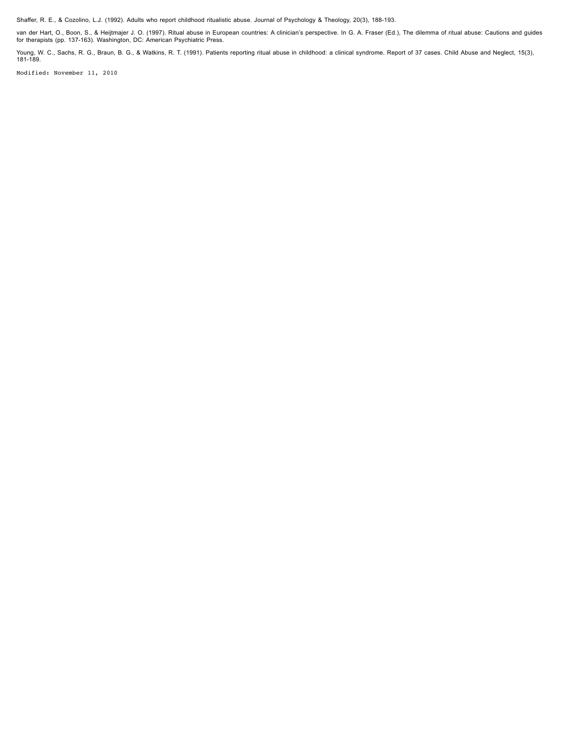Shaffer, R. E., & Cozolino, L.J. (1992). Adults who report childhood ritualistic abuse. Journal of Psychology & Theology, 20(3), 188-193.

van der Hart, O., Boon, S., & Heijtmajer J. O. (1997). Ritual abuse in European countries: A clinician's perspective. In G. A. Fraser (Ed.), The dilemma of ritual abuse: Cautions and guides for therapists (pp. 137-163). Washington, DC: American Psychiatric Press.

Young, W. C., Sachs, R. G., Braun, B. G., & Watkins, R. T. (1991). Patients reporting ritual abuse in childhood: a clinical syndrome. Report of 37 cases. Child Abuse and Neglect, 15(3), 181-189.

Modified: November 11, 2010